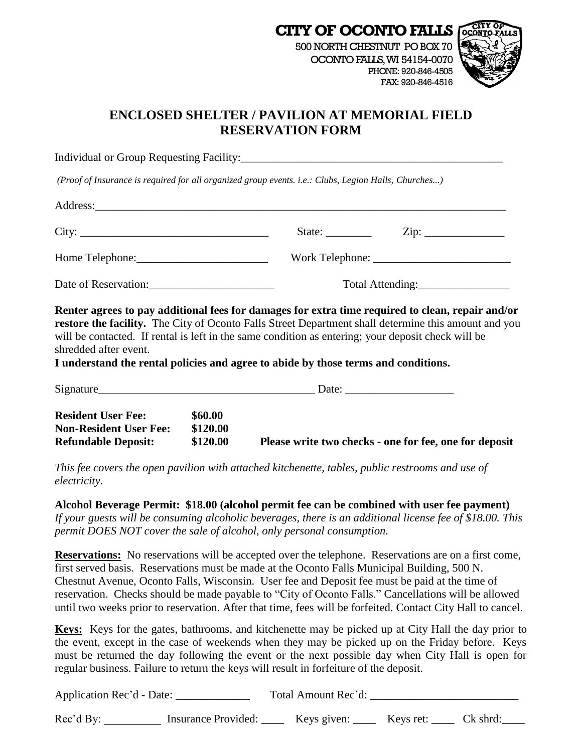**CITY OF OCONTO FALLS**
500 NORTH CHESTNUT PO BOX 70
OCONTO FALLS, WI 54154-0070
PHONE: 920-846-4505
FAX: 920-846-4516

# ENCLOSED SHELTER / PAVILION AT MEMORIAL FIELD RESERVATION FORM

Individual or Group Requesting Facility:_______________________________________________

*(Proof of Insurance is required for all organized group events. i.e.: Clubs, Legion Halls, Churches...)*

Address:_________________________________________________________________________

City: _________________________________ State: ________ Zip: ______________

Home Telephone:_______________________ Work Telephone: ________________________

Date of Reservation:______________________ Total Attending:________________

**Renter agrees to pay additional fees for damages for extra time required to clean, repair and/or restore the facility.** The City of Oconto Falls Street Department shall determine this amount and you will be contacted. If rental is left in the same condition as entering; your deposit check will be shredded after event.

**I understand the rental policies and agree to abide by those terms and conditions.**

Signature_______________________________________ Date: ___________________

| | | |
|---|---|---|
| **Resident User Fee:** | **$60.00** | |
| **Non-Resident User Fee:** | **$120.00** | |
| **Refundable Deposit:** | **$120.00** | **Please write two checks - one for fee, one for deposit** |

*This fee covers the open pavilion with attached kitchenette, tables, public restrooms and use of electricity.*

**Alcohol Beverage Permit: $18.00 (alcohol permit fee can be combined with user fee payment)**
*If your guests will be consuming alcoholic beverages, there is an additional license fee of $18.00. This permit DOES NOT cover the sale of alcohol, only personal consumption.*

**Reservations:** No reservations will be accepted over the telephone. Reservations are on a first come, first served basis. Reservations must be made at the Oconto Falls Municipal Building, 500 N. Chestnut Avenue, Oconto Falls, Wisconsin. User fee and Deposit fee must be paid at the time of reservation. Checks should be made payable to "City of Oconto Falls." Cancellations will be allowed until two weeks prior to reservation. After that time, fees will be forfeited. Contact City Hall to cancel.

**Keys:** Keys for the gates, bathrooms, and kitchenette may be picked up at City Hall the day prior to the event, except in the case of weekends when they may be picked up on the Friday before. Keys must be returned the day following the event or the next possible day when City Hall is open for regular business. Failure to return the keys will result in forfeiture of the deposit.

Application Rec'd - Date: _____________ Total Amount Rec'd: __________________________

Rec'd By: __________ Insurance Provided: ____ Keys given: ____ Keys ret: ____ Ck shrd:____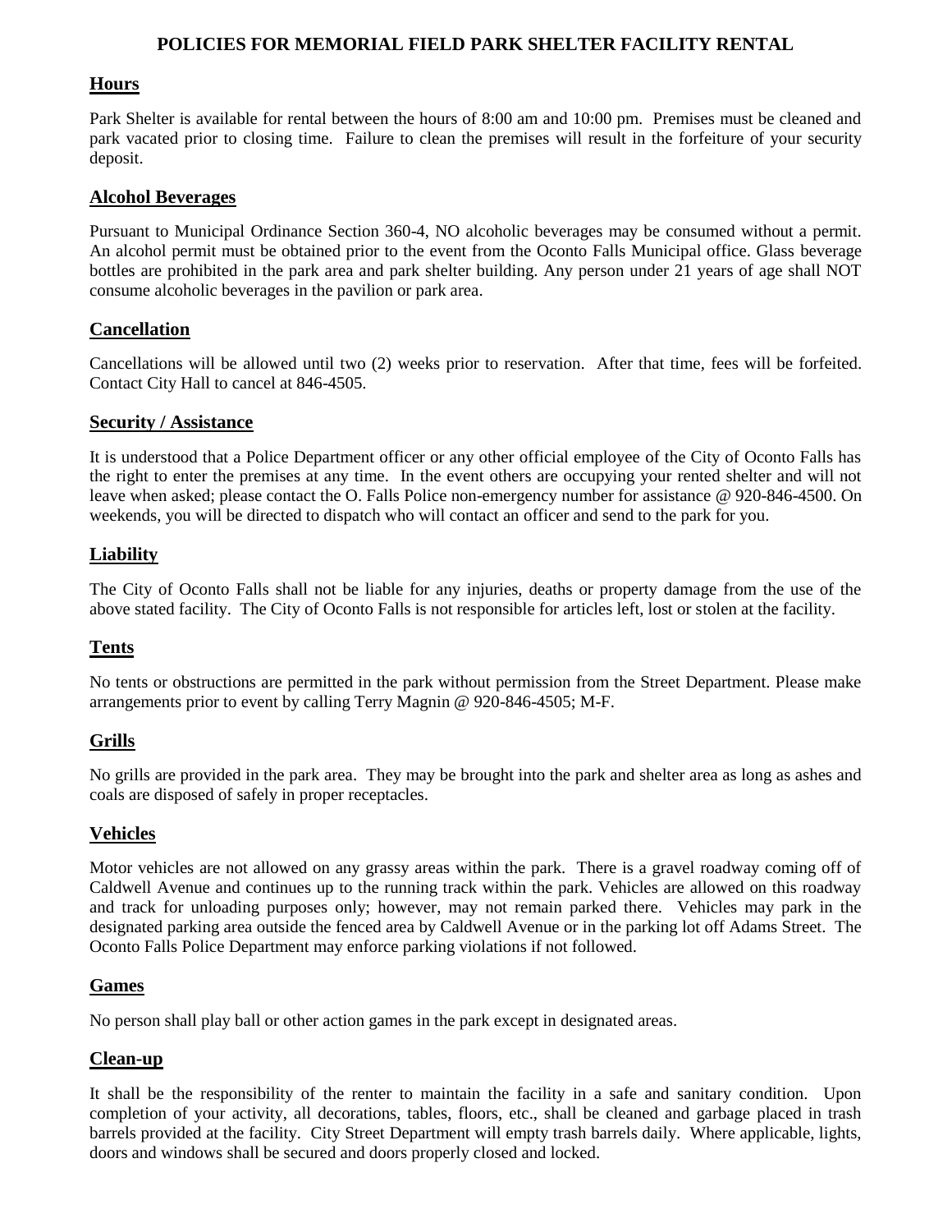# POLICIES FOR MEMORIAL FIELD PARK SHELTER FACILITY RENTAL

## Hours

Park Shelter is available for rental between the hours of 8:00 am and 10:00 pm. Premises must be cleaned and park vacated prior to closing time. Failure to clean the premises will result in the forfeiture of your security deposit.

## Alcohol Beverages

Pursuant to Municipal Ordinance Section 360-4, NO alcoholic beverages may be consumed without a permit. An alcohol permit must be obtained prior to the event from the Oconto Falls Municipal office. Glass beverage bottles are prohibited in the park area and park shelter building. Any person under 21 years of age shall NOT consume alcoholic beverages in the pavilion or park area.

## Cancellation

Cancellations will be allowed until two (2) weeks prior to reservation. After that time, fees will be forfeited. Contact City Hall to cancel at 846-4505.

## Security / Assistance

It is understood that a Police Department officer or any other official employee of the City of Oconto Falls has the right to enter the premises at any time. In the event others are occupying your rented shelter and will not leave when asked; please contact the O. Falls Police non-emergency number for assistance @ 920-846-4500. On weekends, you will be directed to dispatch who will contact an officer and send to the park for you.

## Liability

The City of Oconto Falls shall not be liable for any injuries, deaths or property damage from the use of the above stated facility. The City of Oconto Falls is not responsible for articles left, lost or stolen at the facility.

## Tents

No tents or obstructions are permitted in the park without permission from the Street Department. Please make arrangements prior to event by calling Terry Magnin @ 920-846-4505; M-F.

## Grills

No grills are provided in the park area. They may be brought into the park and shelter area as long as ashes and coals are disposed of safely in proper receptacles.

## Vehicles

Motor vehicles are not allowed on any grassy areas within the park. There is a gravel roadway coming off of Caldwell Avenue and continues up to the running track within the park. Vehicles are allowed on this roadway and track for unloading purposes only; however, may not remain parked there. Vehicles may park in the designated parking area outside the fenced area by Caldwell Avenue or in the parking lot off Adams Street. The Oconto Falls Police Department may enforce parking violations if not followed.

## Games

No person shall play ball or other action games in the park except in designated areas.

## Clean-up

It shall be the responsibility of the renter to maintain the facility in a safe and sanitary condition. Upon completion of your activity, all decorations, tables, floors, etc., shall be cleaned and garbage placed in trash barrels provided at the facility. City Street Department will empty trash barrels daily. Where applicable, lights, doors and windows shall be secured and doors properly closed and locked.